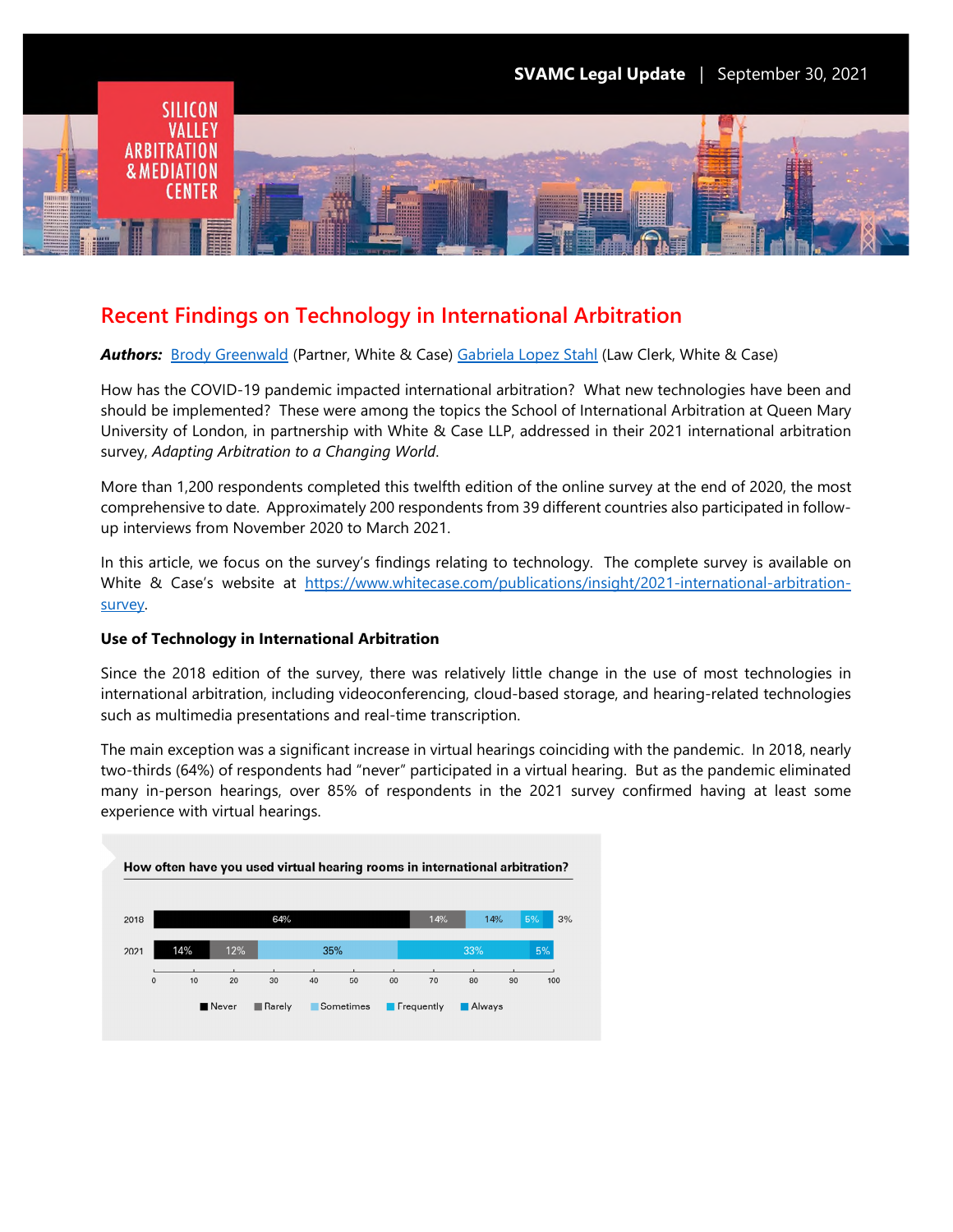SVAMC Legal Update | September 30, 2021

# Recent Findings on Technology in International Arbitration

***Authors:*** [Brody Greenwald](#) (Partner, White & Case) [Gabriela Lopez Stahl](#) (Law Clerk, White & Case)

How has the COVID-19 pandemic impacted international arbitration? What new technologies have been and should be implemented? These were among the topics the School of International Arbitration at Queen Mary University of London, in partnership with White & Case LLP, addressed in their 2021 international arbitration survey, *Adapting Arbitration to a Changing World*.

More than 1,200 respondents completed this twelfth edition of the online survey at the end of 2020, the most comprehensive to date. Approximately 200 respondents from 39 different countries also participated in follow-up interviews from November 2020 to March 2021.

In this article, we focus on the survey's findings relating to technology. The complete survey is available on White & Case's website at https://www.whitecase.com/publications/insight/2021-international-arbitration-survey.

**Use of Technology in International Arbitration**

Since the 2018 edition of the survey, there was relatively little change in the use of most technologies in international arbitration, including videoconferencing, cloud-based storage, and hearing-related technologies such as multimedia presentations and real-time transcription.

The main exception was a significant increase in virtual hearings coinciding with the pandemic. In 2018, nearly two-thirds (64%) of respondents had "never" participated in a virtual hearing. But as the pandemic eliminated many in-person hearings, over 85% of respondents in the 2021 survey confirmed having at least some experience with virtual hearings.

**How often have you used virtual hearing rooms in international arbitration?**

| Year | Never | Rarely | Sometimes | Frequently | Always |
|---|---|---|---|---|---|
| 2018 | 64% | 14% | 14% | 5% | 3% |
| 2021 | 14% | 12% | 35% | 33% | 5% |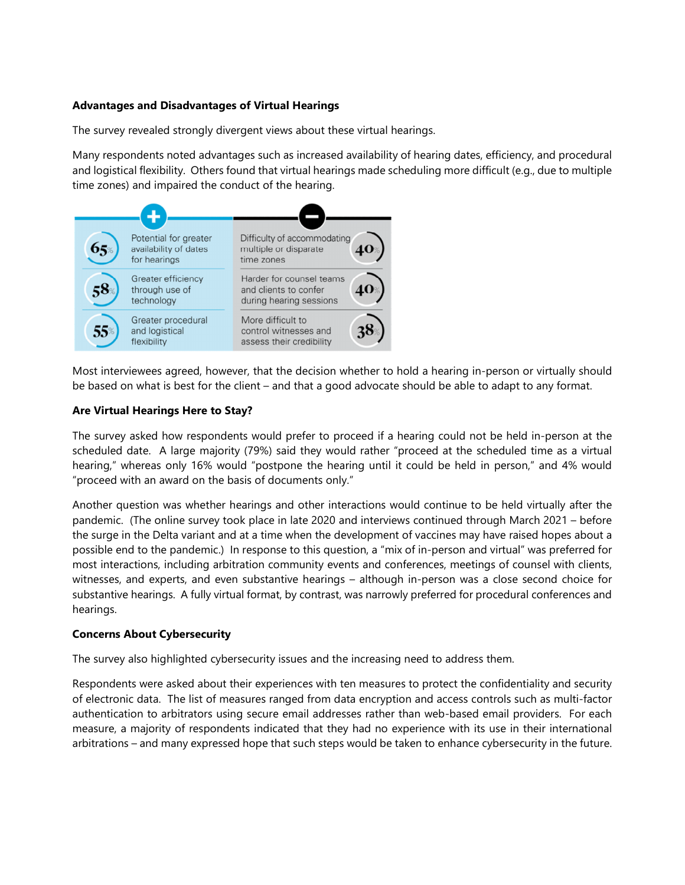**Advantages and Disadvantages of Virtual Hearings**

The survey revealed strongly divergent views about these virtual hearings.

Many respondents noted advantages such as increased availability of hearing dates, efficiency, and procedural and logistical flexibility. Others found that virtual hearings made scheduling more difficult (e.g., due to multiple time zones) and impaired the conduct of the hearing.

+

65% Potential for greater availability of dates for hearings

58% Greater efficiency through use of technology

55% Greater procedural and logistical flexibility

−

Difficulty of accommodating multiple or disparate time zones 40%

Harder for counsel teams and clients to confer during hearing sessions 40%

More difficult to control witnesses and assess their credibility 38%

Most interviewees agreed, however, that the decision whether to hold a hearing in-person or virtually should be based on what is best for the client – and that a good advocate should be able to adapt to any format.

**Are Virtual Hearings Here to Stay?**

The survey asked how respondents would prefer to proceed if a hearing could not be held in-person at the scheduled date. A large majority (79%) said they would rather "proceed at the scheduled time as a virtual hearing," whereas only 16% would "postpone the hearing until it could be held in person," and 4% would "proceed with an award on the basis of documents only."

Another question was whether hearings and other interactions would continue to be held virtually after the pandemic. (The online survey took place in late 2020 and interviews continued through March 2021 – before the surge in the Delta variant and at a time when the development of vaccines may have raised hopes about a possible end to the pandemic.) In response to this question, a "mix of in-person and virtual" was preferred for most interactions, including arbitration community events and conferences, meetings of counsel with clients, witnesses, and experts, and even substantive hearings – although in-person was a close second choice for substantive hearings. A fully virtual format, by contrast, was narrowly preferred for procedural conferences and hearings.

**Concerns About Cybersecurity**

The survey also highlighted cybersecurity issues and the increasing need to address them.

Respondents were asked about their experiences with ten measures to protect the confidentiality and security of electronic data. The list of measures ranged from data encryption and access controls such as multi-factor authentication to arbitrators using secure email addresses rather than web-based email providers. For each measure, a majority of respondents indicated that they had no experience with its use in their international arbitrations – and many expressed hope that such steps would be taken to enhance cybersecurity in the future.